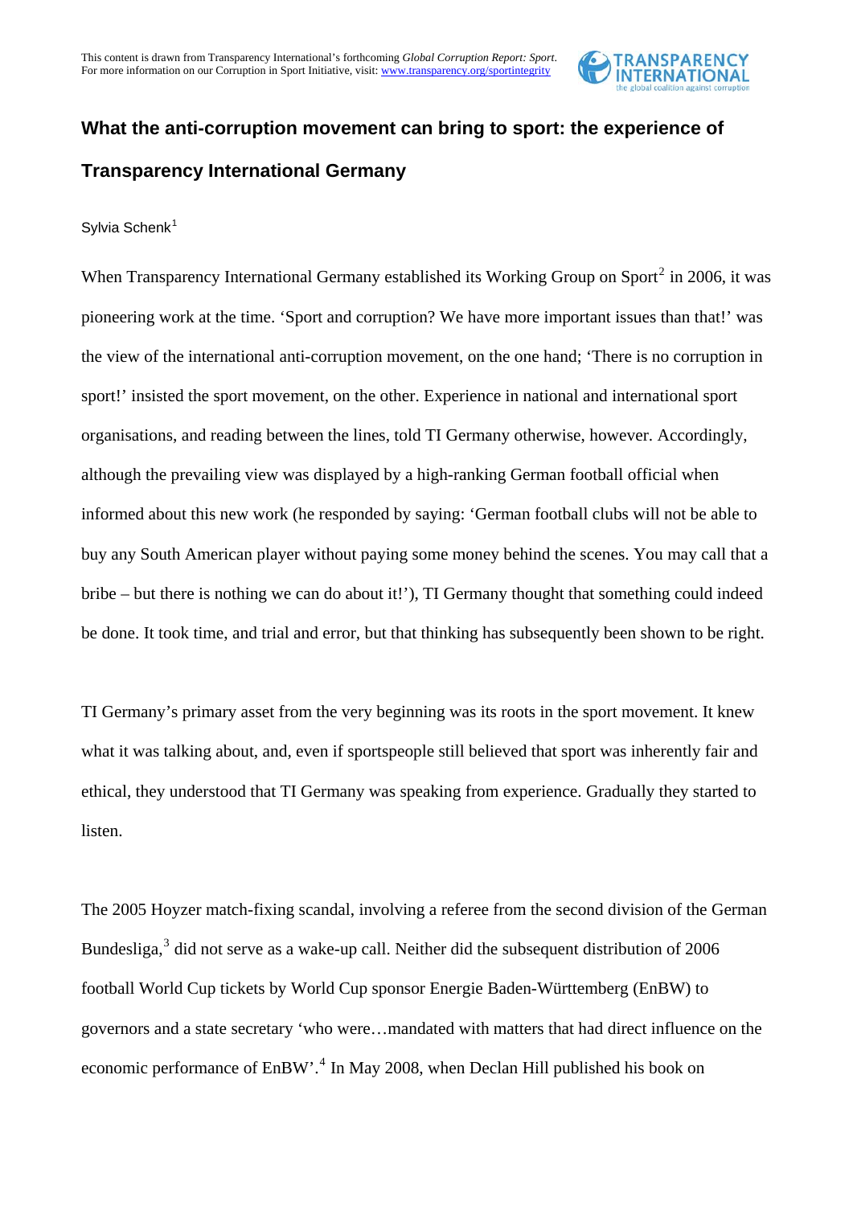This content is drawn from Transparency International's forthcoming *Global Corruption Report: Sport*. For more information on our Corruption in Sport Initiative, visit: www.transparency.org/sportintegrity

# What the anti-corruption movement can bring to sport: the experience of Transparency International Germany

Sylvia Schenk[1]

When Transparency International Germany established its Working Group on Sport[2] in 2006, it was pioneering work at the time. 'Sport and corruption? We have more important issues than that!' was the view of the international anti-corruption movement, on the one hand; 'There is no corruption in sport!' insisted the sport movement, on the other. Experience in national and international sport organisations, and reading between the lines, told TI Germany otherwise, however. Accordingly, although the prevailing view was displayed by a high-ranking German football official when informed about this new work (he responded by saying: 'German football clubs will not be able to buy any South American player without paying some money behind the scenes. You may call that a bribe – but there is nothing we can do about it!'), TI Germany thought that something could indeed be done. It took time, and trial and error, but that thinking has subsequently been shown to be right.

TI Germany's primary asset from the very beginning was its roots in the sport movement. It knew what it was talking about, and, even if sportspeople still believed that sport was inherently fair and ethical, they understood that TI Germany was speaking from experience. Gradually they started to listen.

The 2005 Hoyzer match-fixing scandal, involving a referee from the second division of the German Bundesliga,[3] did not serve as a wake-up call. Neither did the subsequent distribution of 2006 football World Cup tickets by World Cup sponsor Energie Baden-Württemberg (EnBW) to governors and a state secretary 'who were…mandated with matters that had direct influence on the economic performance of EnBW'.[4] In May 2008, when Declan Hill published his book on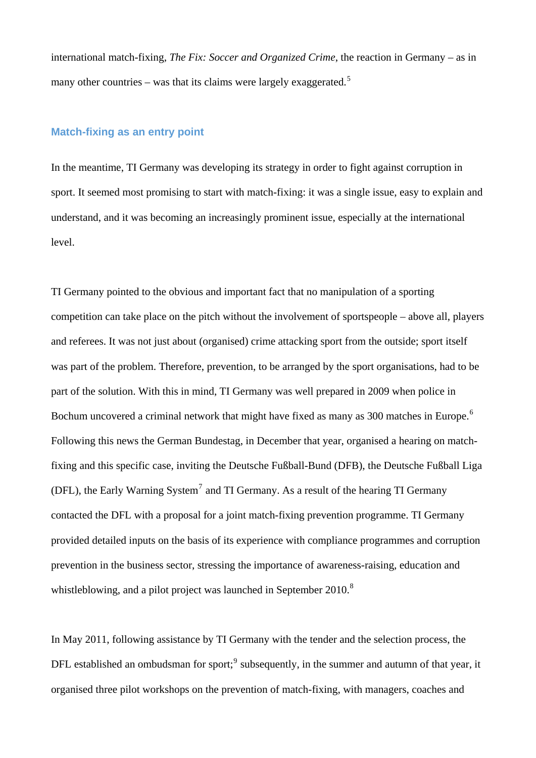international match-fixing, *The Fix: Soccer and Organized Crime*, the reaction in Germany – as in many other countries – was that its claims were largely exaggerated.[5]

## Match-fixing as an entry point

In the meantime, TI Germany was developing its strategy in order to fight against corruption in sport. It seemed most promising to start with match-fixing: it was a single issue, easy to explain and understand, and it was becoming an increasingly prominent issue, especially at the international level.

TI Germany pointed to the obvious and important fact that no manipulation of a sporting competition can take place on the pitch without the involvement of sportspeople – above all, players and referees. It was not just about (organised) crime attacking sport from the outside; sport itself was part of the problem. Therefore, prevention, to be arranged by the sport organisations, had to be part of the solution. With this in mind, TI Germany was well prepared in 2009 when police in Bochum uncovered a criminal network that might have fixed as many as 300 matches in Europe.[6] Following this news the German Bundestag, in December that year, organised a hearing on match-fixing and this specific case, inviting the Deutsche Fußball-Bund (DFB), the Deutsche Fußball Liga (DFL), the Early Warning System[7] and TI Germany. As a result of the hearing TI Germany contacted the DFL with a proposal for a joint match-fixing prevention programme. TI Germany provided detailed inputs on the basis of its experience with compliance programmes and corruption prevention in the business sector, stressing the importance of awareness-raising, education and whistleblowing, and a pilot project was launched in September 2010.[8]

In May 2011, following assistance by TI Germany with the tender and the selection process, the DFL established an ombudsman for sport;[9] subsequently, in the summer and autumn of that year, it organised three pilot workshops on the prevention of match-fixing, with managers, coaches and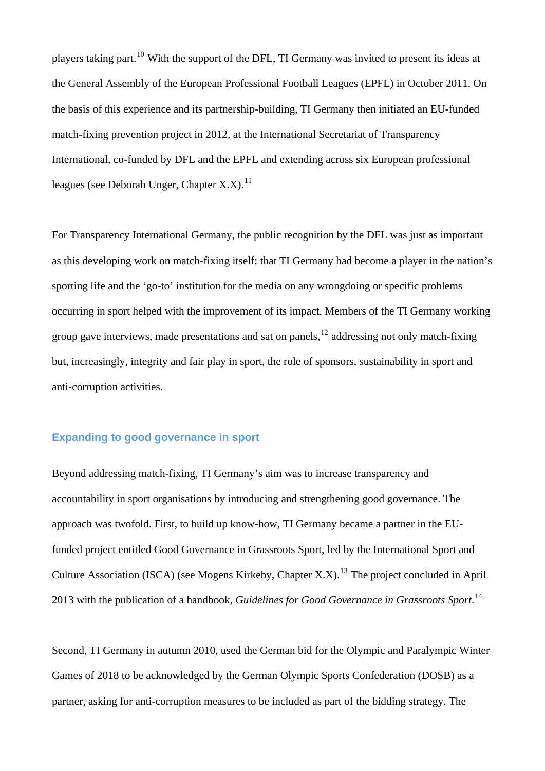players taking part.[10] With the support of the DFL, TI Germany was invited to present its ideas at the General Assembly of the European Professional Football Leagues (EPFL) in October 2011. On the basis of this experience and its partnership-building, TI Germany then initiated an EU-funded match-fixing prevention project in 2012, at the International Secretariat of Transparency International, co-funded by DFL and the EPFL and extending across six European professional leagues (see Deborah Unger, Chapter X.X).[11]

For Transparency International Germany, the public recognition by the DFL was just as important as this developing work on match-fixing itself: that TI Germany had become a player in the nation's sporting life and the 'go-to' institution for the media on any wrongdoing or specific problems occurring in sport helped with the improvement of its impact. Members of the TI Germany working group gave interviews, made presentations and sat on panels,[12] addressing not only match-fixing but, increasingly, integrity and fair play in sport, the role of sponsors, sustainability in sport and anti-corruption activities.

## Expanding to good governance in sport

Beyond addressing match-fixing, TI Germany's aim was to increase transparency and accountability in sport organisations by introducing and strengthening good governance. The approach was twofold. First, to build up know-how, TI Germany became a partner in the EU-funded project entitled Good Governance in Grassroots Sport, led by the International Sport and Culture Association (ISCA) (see Mogens Kirkeby, Chapter X.X).[13] The project concluded in April 2013 with the publication of a handbook, *Guidelines for Good Governance in Grassroots Sport*.[14]

Second, TI Germany in autumn 2010, used the German bid for the Olympic and Paralympic Winter Games of 2018 to be acknowledged by the German Olympic Sports Confederation (DOSB) as a partner, asking for anti-corruption measures to be included as part of the bidding strategy. The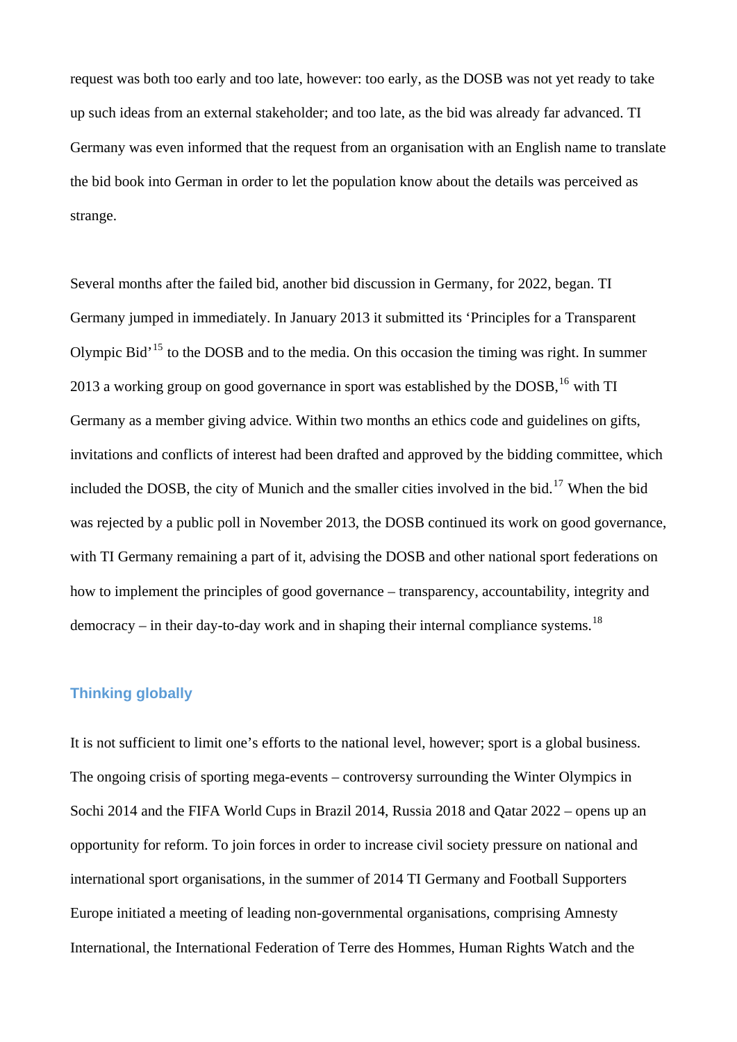request was both too early and too late, however: too early, as the DOSB was not yet ready to take up such ideas from an external stakeholder; and too late, as the bid was already far advanced. TI Germany was even informed that the request from an organisation with an English name to translate the bid book into German in order to let the population know about the details was perceived as strange.

Several months after the failed bid, another bid discussion in Germany, for 2022, began. TI Germany jumped in immediately. In January 2013 it submitted its 'Principles for a Transparent Olympic Bid'[15] to the DOSB and to the media. On this occasion the timing was right. In summer 2013 a working group on good governance in sport was established by the DOSB,[16] with TI Germany as a member giving advice. Within two months an ethics code and guidelines on gifts, invitations and conflicts of interest had been drafted and approved by the bidding committee, which included the DOSB, the city of Munich and the smaller cities involved in the bid.[17] When the bid was rejected by a public poll in November 2013, the DOSB continued its work on good governance, with TI Germany remaining a part of it, advising the DOSB and other national sport federations on how to implement the principles of good governance – transparency, accountability, integrity and democracy – in their day-to-day work and in shaping their internal compliance systems.[18]

## Thinking globally

It is not sufficient to limit one's efforts to the national level, however; sport is a global business. The ongoing crisis of sporting mega-events – controversy surrounding the Winter Olympics in Sochi 2014 and the FIFA World Cups in Brazil 2014, Russia 2018 and Qatar 2022 – opens up an opportunity for reform. To join forces in order to increase civil society pressure on national and international sport organisations, in the summer of 2014 TI Germany and Football Supporters Europe initiated a meeting of leading non-governmental organisations, comprising Amnesty International, the International Federation of Terre des Hommes, Human Rights Watch and the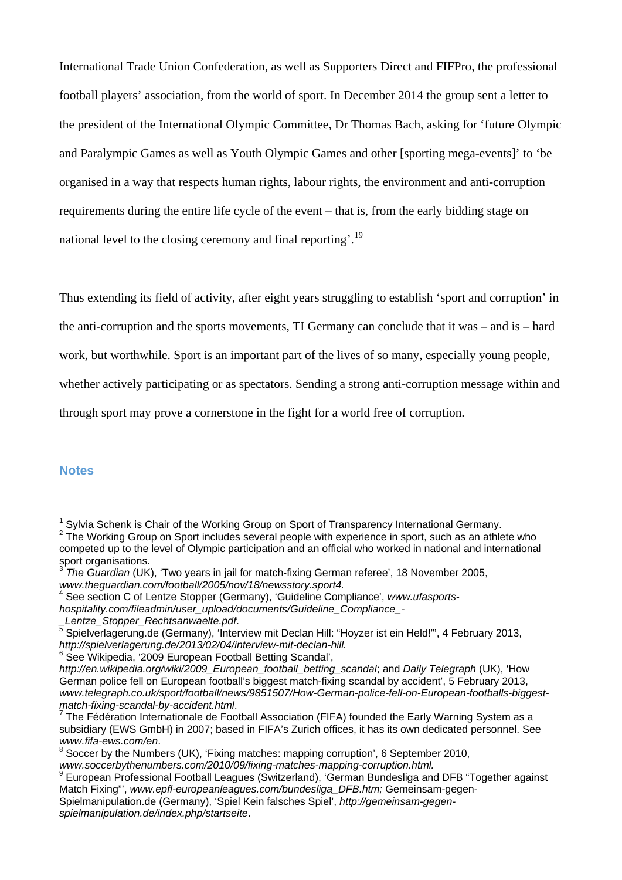International Trade Union Confederation, as well as Supporters Direct and FIFPro, the professional football players' association, from the world of sport. In December 2014 the group sent a letter to the president of the International Olympic Committee, Dr Thomas Bach, asking for 'future Olympic and Paralympic Games as well as Youth Olympic Games and other [sporting mega-events]' to 'be organised in a way that respects human rights, labour rights, the environment and anti-corruption requirements during the entire life cycle of the event – that is, from the early bidding stage on national level to the closing ceremony and final reporting'.[19]

Thus extending its field of activity, after eight years struggling to establish 'sport and corruption' in the anti-corruption and the sports movements, TI Germany can conclude that it was – and is – hard work, but worthwhile. Sport is an important part of the lives of so many, especially young people, whether actively participating or as spectators. Sending a strong anti-corruption message within and through sport may prove a cornerstone in the fight for a world free of corruption.

## Notes

[1] Sylvia Schenk is Chair of the Working Group on Sport of Transparency International Germany.

[2] The Working Group on Sport includes several people with experience in sport, such as an athlete who competed up to the level of Olympic participation and an official who worked in national and international sport organisations.

[3] *The Guardian* (UK), 'Two years in jail for match-fixing German referee', 18 November 2005, *www.theguardian.com/football/2005/nov/18/newsstory.sport4.*

[4] See section C of Lentze Stopper (Germany), 'Guideline Compliance', *www.ufasports-hospitality.com/fileadmin/user_upload/documents/Guideline_Compliance_-_Lentze_Stopper_Rechtsanwaelte.pdf.*

[5] Spielverlagerung.de (Germany), 'Interview mit Declan Hill: "Hoyzer ist ein Held!"', 4 February 2013, *http://spielverlagerung.de/2013/02/04/interview-mit-declan-hill.*

[6] See Wikipedia, '2009 European Football Betting Scandal', *http://en.wikipedia.org/wiki/2009_European_football_betting_scandal*; and *Daily Telegraph* (UK), 'How German police fell on European football's biggest match-fixing scandal by accident', 5 February 2013, *www.telegraph.co.uk/sport/football/news/9851507/How-German-police-fell-on-European-footballs-biggest-match-fixing-scandal-by-accident.html*.

[7] The Fédération Internationale de Football Association (FIFA) founded the Early Warning System as a subsidiary (EWS GmbH) in 2007; based in FIFA's Zurich offices, it has its own dedicated personnel. See *www.fifa-ews.com/en*.

[8] Soccer by the Numbers (UK), 'Fixing matches: mapping corruption', 6 September 2010, *www.soccerbythenumbers.com/2010/09/fixing-matches-mapping-corruption.html.*

[9] European Professional Football Leagues (Switzerland), 'German Bundesliga and DFB "Together against Match Fixing"', *www.epfl-europeanleagues.com/bundesliga_DFB.htm;* Gemeinsam-gegen-Spielmanipulation.de (Germany), 'Spiel Kein falsches Spiel', *http://gemeinsam-gegen-spielmanipulation.de/index.php/startseite*.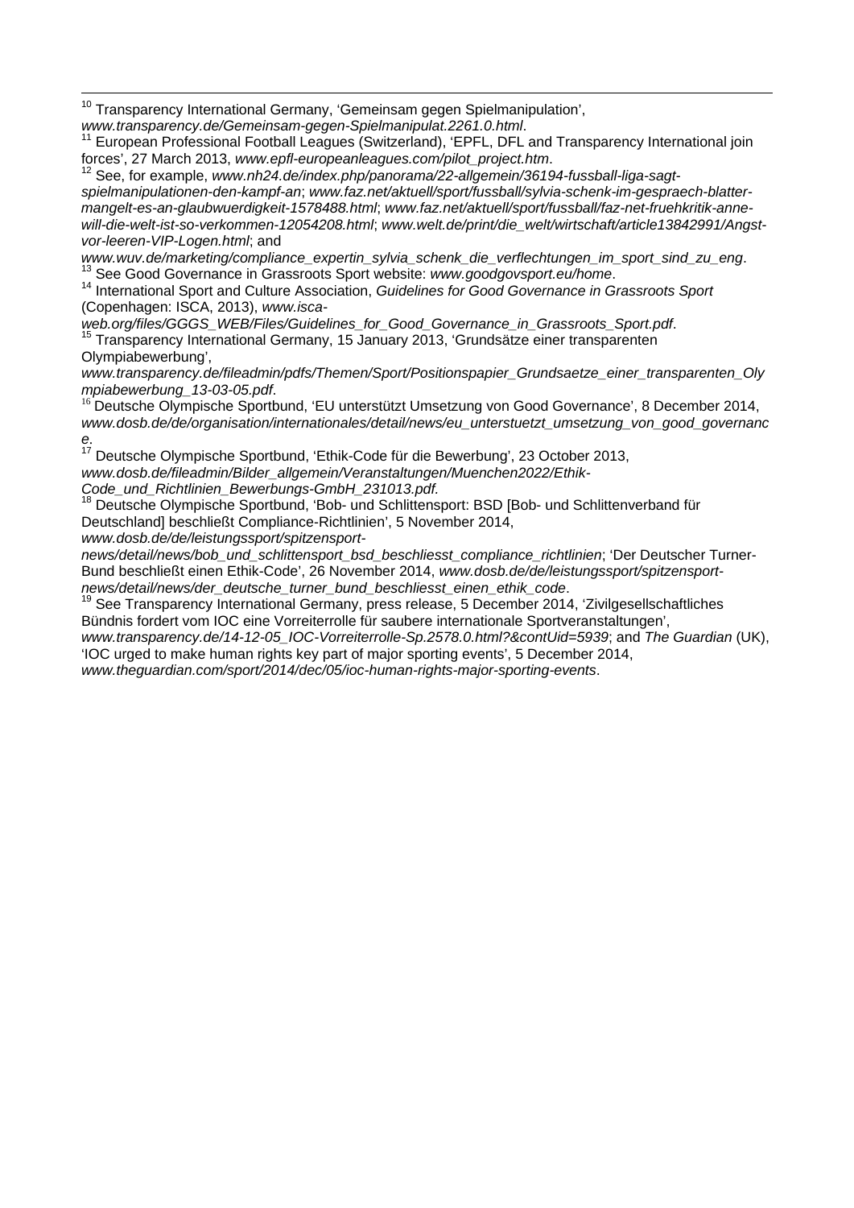[10] Transparency International Germany, 'Gemeinsam gegen Spielmanipulation', *www.transparency.de/Gemeinsam-gegen-Spielmanipulat.2261.0.html*.

[11] European Professional Football Leagues (Switzerland), 'EPFL, DFL and Transparency International join forces', 27 March 2013, *www.epfl-europeanleagues.com/pilot_project.htm*.

[12] See, for example, *www.nh24.de/index.php/panorama/22-allgemein/36194-fussball-liga-sagt-spielmanipulationen-den-kampf-an*; *www.faz.net/aktuell/sport/fussball/sylvia-schenk-im-gespraech-blatter-mangelt-es-an-glaubwuerdigkeit-1578488.html*; *www.faz.net/aktuell/sport/fussball/faz-net-fruehkritik-anne-will-die-welt-ist-so-verkommen-12054208.html*; *www.welt.de/print/die_welt/wirtschaft/article13842991/Angst-vor-leeren-VIP-Logen.html*; and *www.wuv.de/marketing/compliance_expertin_sylvia_schenk_die_verflechtungen_im_sport_sind_zu_eng*.

[13] See Good Governance in Grassroots Sport website: *www.goodgovsport.eu/home*.

[14] International Sport and Culture Association, *Guidelines for Good Governance in Grassroots Sport* (Copenhagen: ISCA, 2013), *www.isca-web.org/files/GGGS_WEB/Files/Guidelines_for_Good_Governance_in_Grassroots_Sport.pdf*.

[15] Transparency International Germany, 15 January 2013, 'Grundsätze einer transparenten Olympiabewerbung', *www.transparency.de/fileadmin/pdfs/Themen/Sport/Positionspapier_Grundsaetze_einer_transparenten_Olympiabewerbung_13-03-05.pdf*.

[16] Deutsche Olympische Sportbund, 'EU unterstützt Umsetzung von Good Governance', 8 December 2014, *www.dosb.de/de/organisation/internationales/detail/news/eu_unterstuetzt_umsetzung_von_good_governance*.

[17] Deutsche Olympische Sportbund, 'Ethik-Code für die Bewerbung', 23 October 2013, *www.dosb.de/fileadmin/Bilder_allgemein/Veranstaltungen/Muenchen2022/Ethik-Code_und_Richtlinien_Bewerbungs-GmbH_231013.pdf.*

[18] Deutsche Olympische Sportbund, 'Bob- und Schlittensport: BSD [Bob- und Schlittenverband für Deutschland] beschließt Compliance-Richtlinien', 5 November 2014, *www.dosb.de/de/leistungssport/spitzensport-news/detail/news/bob_und_schlittensport_bsd_beschliesst_compliance_richtlinien*; 'Der Deutscher Turner-Bund beschließt einen Ethik-Code', 26 November 2014, *www.dosb.de/de/leistungssport/spitzensport-news/detail/news/der_deutsche_turner_bund_beschliesst_einen_ethik_code*.

[19] See Transparency International Germany, press release, 5 December 2014, 'Zivilgesellschaftliches Bündnis fordert vom IOC eine Vorreiterrolle für saubere internationale Sportveranstaltungen', *www.transparency.de/14-12-05_IOC-Vorreiterrolle-Sp.2578.0.html?&contUid=5939*; and *The Guardian* (UK), 'IOC urged to make human rights key part of major sporting events', 5 December 2014, *www.theguardian.com/sport/2014/dec/05/ioc-human-rights-major-sporting-events*.